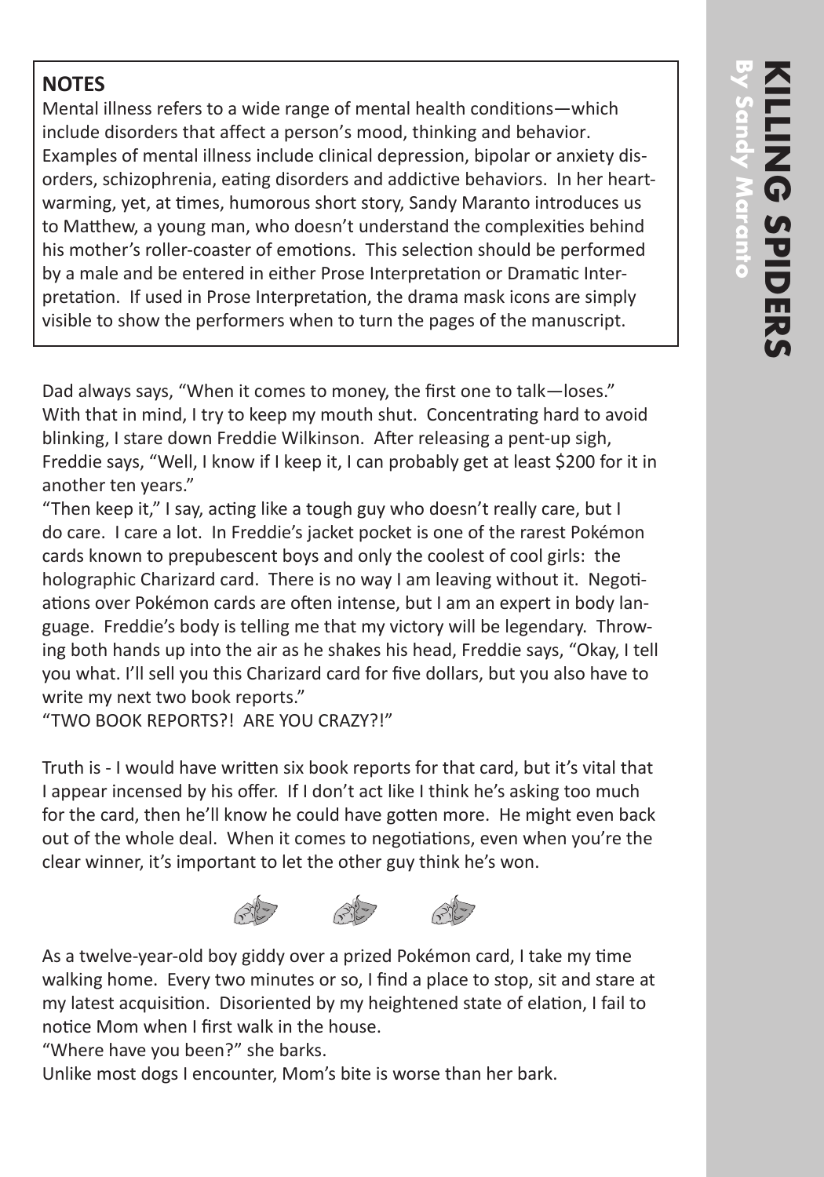# KILLING SPIDERS

**By Sandy Maranto**

**NOTES**

Mental illness refers to a wide range of mental health conditions—which include disorders that affect a person's mood, thinking and behavior. Examples of mental illness include clinical depression, bipolar or anxiety disorders, schizophrenia, eating disorders and addictive behaviors. In her heartwarming, yet, at times, humorous short story, Sandy Maranto introduces us to Matthew, a young man, who doesn't understand the complexities behind his mother's roller-coaster of emotions. This selection should be performed by a male and be entered in either Prose Interpretation or Dramatic Interpretation. If used in Prose Interpretation, the drama mask icons are simply visible to show the performers when to turn the pages of the manuscript.

Dad always says, "When it comes to money, the first one to talk—loses." With that in mind, I try to keep my mouth shut. Concentrating hard to avoid blinking, I stare down Freddie Wilkinson. After releasing a pent-up sigh, Freddie says, "Well, I know if I keep it, I can probably get at least $200 for it in another ten years."

"Then keep it," I say, acting like a tough guy who doesn't really care, but I do care. I care a lot. In Freddie's jacket pocket is one of the rarest Pokémon cards known to prepubescent boys and only the coolest of cool girls: the holographic Charizard card. There is no way I am leaving without it. Negotiations over Pokémon cards are often intense, but I am an expert in body language. Freddie's body is telling me that my victory will be legendary. Throwing both hands up into the air as he shakes his head, Freddie says, "Okay, I tell you what. I'll sell you this Charizard card for five dollars, but you also have to write my next two book reports."

"TWO BOOK REPORTS?! ARE YOU CRAZY?!"

Truth is - I would have written six book reports for that card, but it's vital that I appear incensed by his offer. If I don't act like I think he's asking too much for the card, then he'll know he could have gotten more. He might even back out of the whole deal. When it comes to negotiations, even when you're the clear winner, it's important to let the other guy think he's won.

As a twelve-year-old boy giddy over a prized Pokémon card, I take my time walking home. Every two minutes or so, I find a place to stop, sit and stare at my latest acquisition. Disoriented by my heightened state of elation, I fail to notice Mom when I first walk in the house.

"Where have you been?" she barks.

Unlike most dogs I encounter, Mom's bite is worse than her bark.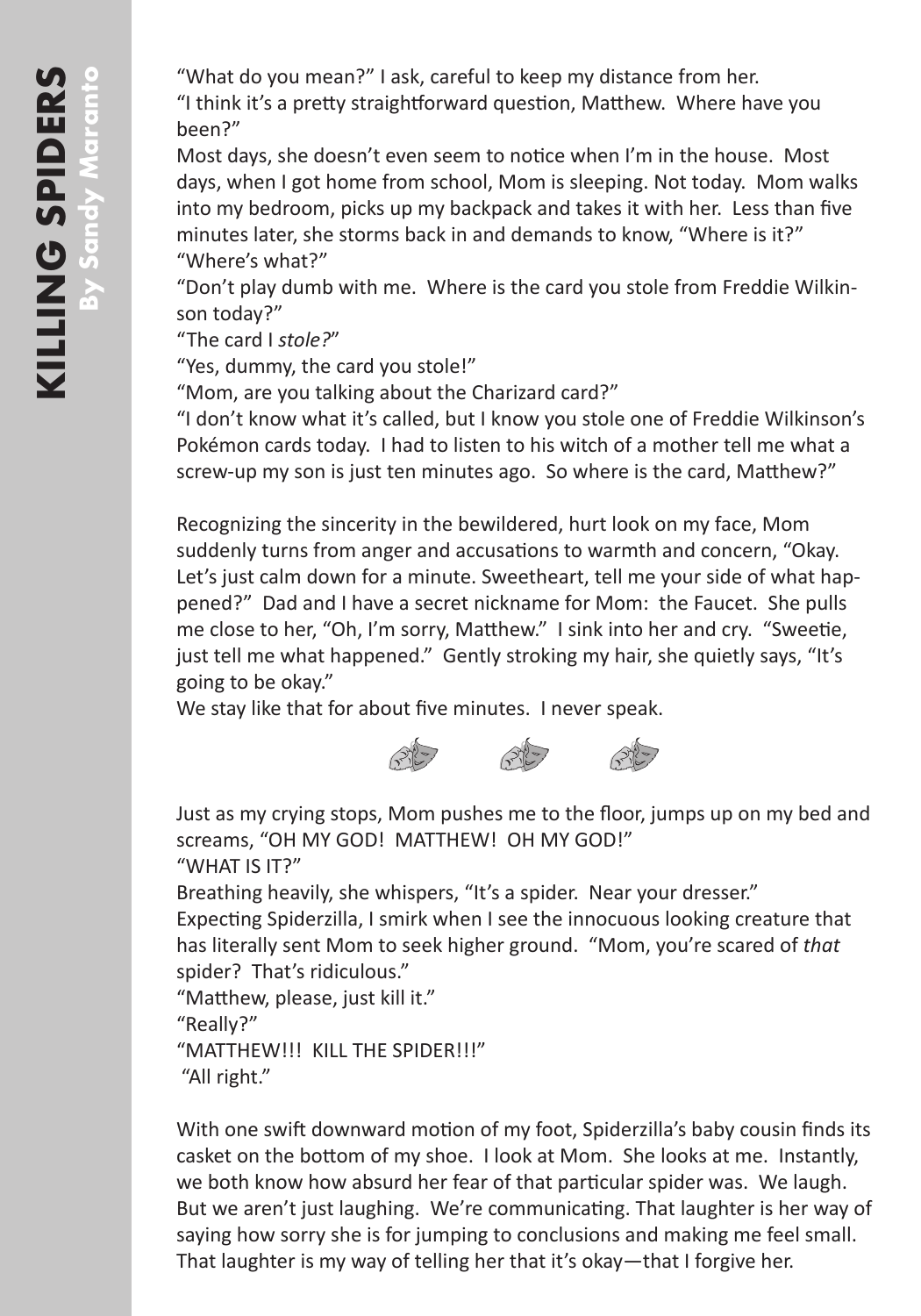"What do you mean?" I ask, careful to keep my distance from her.
"I think it's a pretty straightforward question, Matthew. Where have you been?"
Most days, she doesn't even seem to notice when I'm in the house. Most days, when I got home from school, Mom is sleeping. Not today. Mom walks into my bedroom, picks up my backpack and takes it with her. Less than five minutes later, she storms back in and demands to know, "Where is it?"
"Where's what?"
"Don't play dumb with me. Where is the card you stole from Freddie Wilkinson today?"
"The card I *stole?*"
"Yes, dummy, the card you stole!"
"Mom, are you talking about the Charizard card?"
"I don't know what it's called, but I know you stole one of Freddie Wilkinson's Pokémon cards today. I had to listen to his witch of a mother tell me what a screw-up my son is just ten minutes ago. So where is the card, Matthew?"

Recognizing the sincerity in the bewildered, hurt look on my face, Mom suddenly turns from anger and accusations to warmth and concern, "Okay. Let's just calm down for a minute. Sweetheart, tell me your side of what happened?" Dad and I have a secret nickname for Mom: the Faucet. She pulls me close to her, "Oh, I'm sorry, Matthew." I sink into her and cry. "Sweetie, just tell me what happened." Gently stroking my hair, she quietly says, "It's going to be okay."
We stay like that for about five minutes. I never speak.

Just as my crying stops, Mom pushes me to the floor, jumps up on my bed and screams, "OH MY GOD! MATTHEW! OH MY GOD!"
"WHAT IS IT?"
Breathing heavily, she whispers, "It's a spider. Near your dresser."
Expecting Spiderzilla, I smirk when I see the innocuous looking creature that has literally sent Mom to seek higher ground. "Mom, you're scared of *that* spider? That's ridiculous."
"Matthew, please, just kill it."
"Really?"
"MATTHEW!!! KILL THE SPIDER!!!"
"All right."

With one swift downward motion of my foot, Spiderzilla's baby cousin finds its casket on the bottom of my shoe. I look at Mom. She looks at me. Instantly, we both know how absurd her fear of that particular spider was. We laugh. But we aren't just laughing. We're communicating. That laughter is her way of saying how sorry she is for jumping to conclusions and making me feel small. That laughter is my way of telling her that it's okay—that I forgive her.